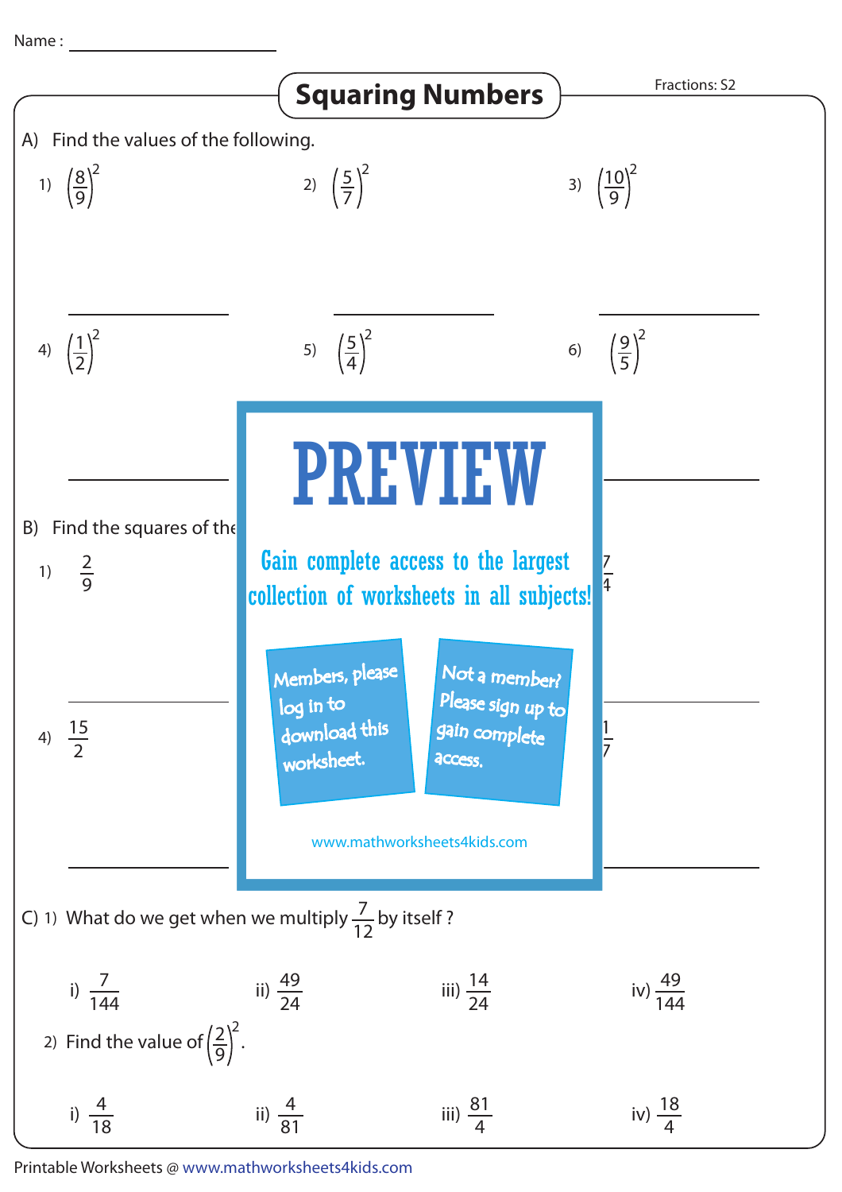Name : ______________

# Squaring Numbers

Fractions: S2

A) Find the values of the following.

1) $\left(\frac{8}{9}\right)^2$

2) $\left(\frac{5}{7}\right)^2$

3) $\left(\frac{10}{9}\right)^2$

4) $\left(\frac{1}{2}\right)^2$

5) $\left(\frac{5}{4}\right)^2$

6) $\left(\frac{9}{5}\right)^2$

PREVIEW

Gain complete access to the largest collection of worksheets in all subjects!

Members, please log in to download this worksheet.

Not a member? Please sign up to gain complete access.

www.mathworksheets4kids.com

B) Find the squares of the

1) $\frac{2}{9}$

$\frac{7}{4}$

4) $\frac{15}{2}$

$\frac{1}{7}$

C) 1) What do we get when we multiply $\frac{7}{12}$ by itself ?

i) $\frac{7}{144}$ ii) $\frac{49}{24}$ iii) $\frac{14}{24}$ iv) $\frac{49}{144}$

2) Find the value of $\left(\frac{2}{9}\right)^2$.

i) $\frac{4}{18}$ ii) $\frac{4}{81}$ iii) $\frac{81}{4}$ iv) $\frac{18}{4}$

Printable Worksheets @ www.mathworksheets4kids.com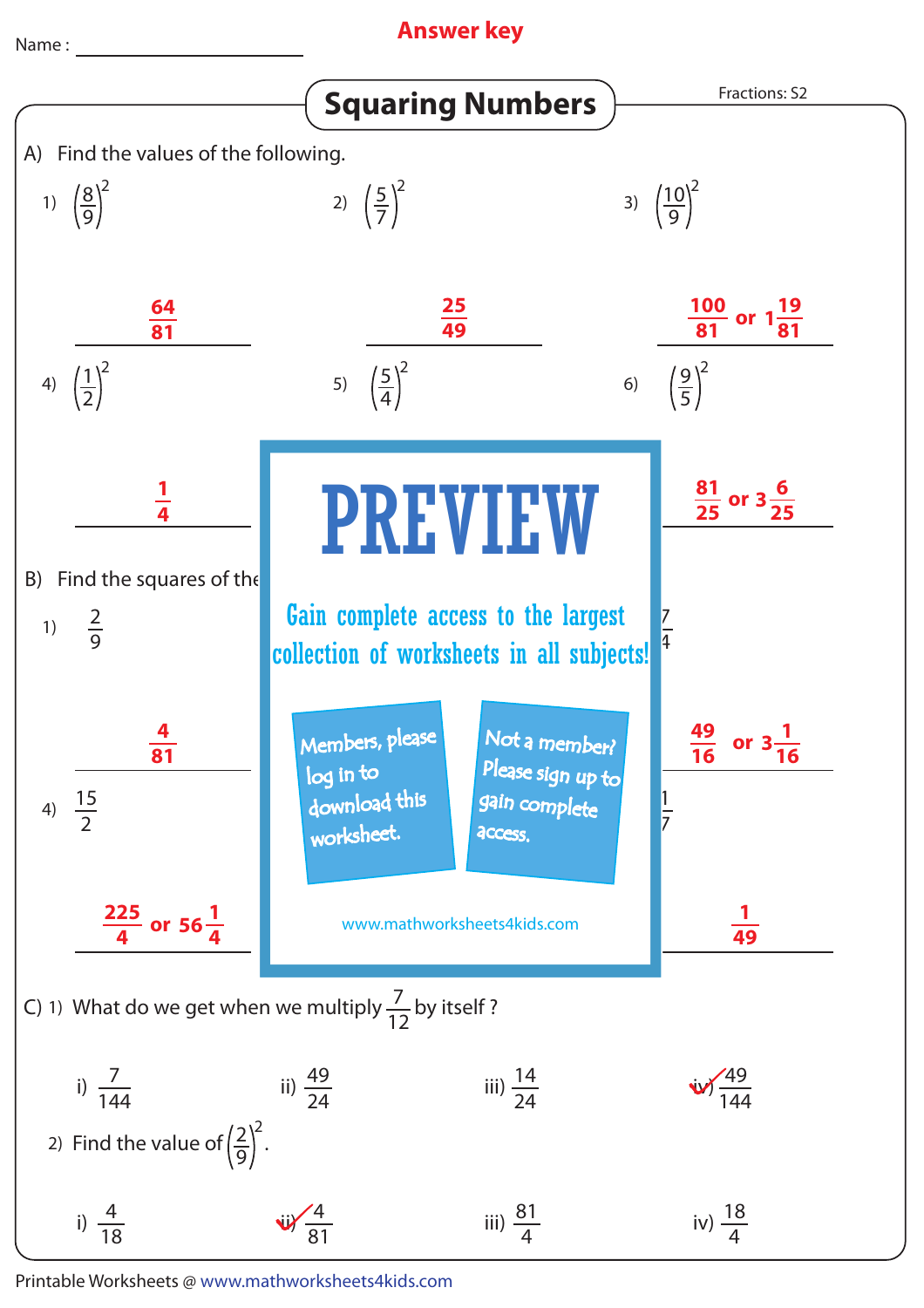Name : ____________________

**Answer key**

# Squaring Numbers

Fractions: S2

A) Find the values of the following.

1) $\left(\frac{8}{9}\right)^2$ **$\frac{64}{81}$**

2) $\left(\frac{5}{7}\right)^2$ **$\frac{25}{49}$**

3) $\left(\frac{10}{9}\right)^2$ **$\frac{100}{81}$ or $1\frac{19}{81}$**

4) $\left(\frac{1}{2}\right)^2$ **$\frac{1}{4}$**

5) $\left(\frac{5}{4}\right)^2$

6) $\left(\frac{9}{5}\right)^2$ **$\frac{81}{25}$ or $3\frac{6}{25}$**

PREVIEW

Gain complete access to the largest collection of worksheets in all subjects!

Members, please log in to download this worksheet.

Not a member? Please sign up to gain complete access.

www.mathworksheets4kids.com

B) Find the squares of the

1) $\frac{2}{9}$ **$\frac{4}{81}$**

**$\frac{49}{16}$ or $3\frac{1}{16}$**

4) $\frac{15}{2}$ **$\frac{225}{4}$ or $56\frac{1}{4}$**

**$\frac{1}{49}$**

C) 1) What do we get when we multiply $\frac{7}{12}$ by itself ?

i) $\frac{7}{144}$ ii) $\frac{49}{24}$ iii) $\frac{14}{24}$ iv) $\frac{49}{144}$ ✓

2) Find the value of $\left(\frac{2}{9}\right)^2$.

i) $\frac{4}{18}$ ii) $\frac{4}{81}$ ✓ iii) $\frac{81}{4}$ iv) $\frac{18}{4}$

Printable Worksheets @ www.mathworksheets4kids.com